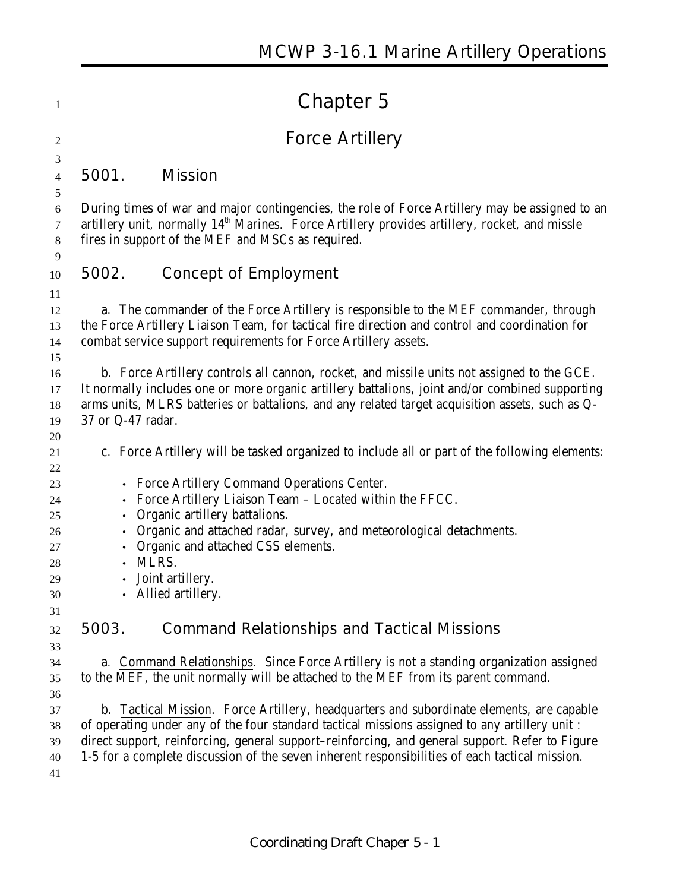# Chapter 5

## Force Artillery

### 5001. Mission

During times of war and major contingencies, the role of Force Artillery may be assigned to an artillery unit, normally 14th Marines. Force Artillery provides artillery, rocket, and missle fires in support of the MEF and MSCs as required.

### 5002. Concept of Employment

a. The commander of the Force Artillery is responsible to the MEF commander, through the Force Artillery Liaison Team, for tactical fire direction and control and coordination for combat service support requirements for Force Artillery assets.

b. Force Artillery controls all cannon, rocket, and missile units not assigned to the GCE. It normally includes one or more organic artillery battalions, joint and/or combined supporting arms units, MLRS batteries or battalions, and any related target acquisition assets, such as Q-37 or Q-47 radar.

c. Force Artillery will be tasked organized to include all or part of the following elements:

- Force Artillery Command Operations Center.
- Force Artillery Liaison Team – Located within the FFCC.
- Organic artillery battalions.
- Organic and attached radar, survey, and meteorological detachments.
- Organic and attached CSS elements.
- MLRS.
- Joint artillery.
- Allied artillery.

### 5003. Command Relationships and Tactical Missions

a. Command Relationships. Since Force Artillery is not a standing organization assigned to the MEF, the unit normally will be attached to the MEF from its parent command.

b. Tactical Mission. Force Artillery, headquarters and subordinate elements, are capable of operating under any of the four standard tactical missions assigned to any artillery unit : direct support, reinforcing, general support–reinforcing, and general support. Refer to Figure 1-5 for a complete discussion of the seven inherent responsibilities of each tactical mission.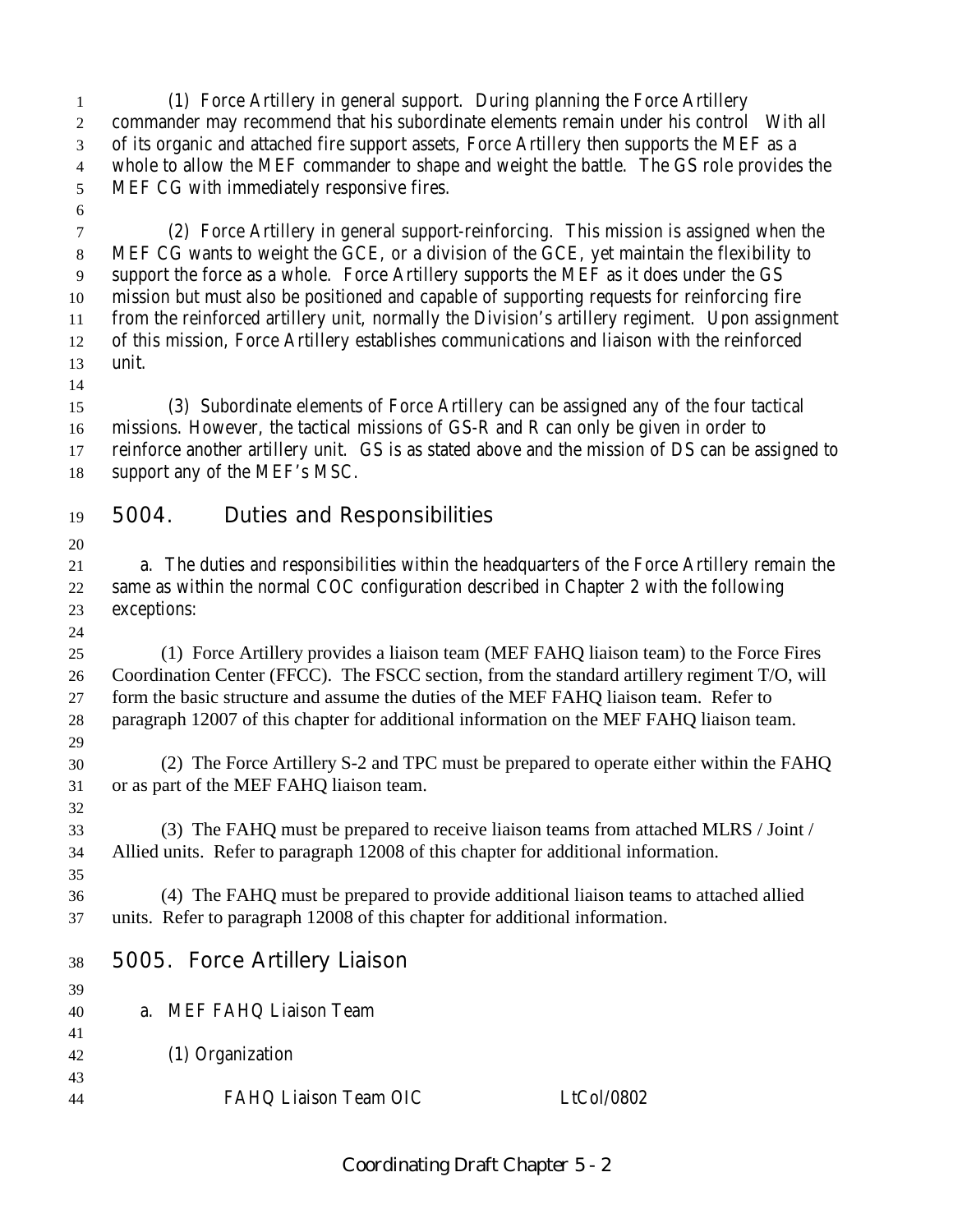(1) Force Artillery in general support. During planning the Force Artillery commander may recommend that his subordinate elements remain under his control With all of its organic and attached fire support assets, Force Artillery then supports the MEF as a whole to allow the MEF commander to shape and weight the battle. The GS role provides the MEF CG with immediately responsive fires.

(2) Force Artillery in general support-reinforcing. This mission is assigned when the MEF CG wants to weight the GCE, or a division of the GCE, yet maintain the flexibility to support the force as a whole. Force Artillery supports the MEF as it does under the GS mission but must also be positioned and capable of supporting requests for reinforcing fire from the reinforced artillery unit, normally the Division's artillery regiment. Upon assignment of this mission, Force Artillery establishes communications and liaison with the reinforced unit.

(3) Subordinate elements of Force Artillery can be assigned any of the four tactical missions. However, the tactical missions of GS-R and R can only be given in order to reinforce another artillery unit. GS is as stated above and the mission of DS can be assigned to support any of the MEF's MSC.

## 5004. Duties and Responsibilities

a. The duties and responsibilities within the headquarters of the Force Artillery remain the same as within the normal COC configuration described in Chapter 2 with the following exceptions:

(1) Force Artillery provides a liaison team (MEF FAHQ liaison team) to the Force Fires Coordination Center (FFCC). The FSCC section, from the standard artillery regiment T/O, will form the basic structure and assume the duties of the MEF FAHQ liaison team. Refer to paragraph 12007 of this chapter for additional information on the MEF FAHQ liaison team.

(2) The Force Artillery S-2 and TPC must be prepared to operate either within the FAHQ or as part of the MEF FAHQ liaison team.

(3) The FAHQ must be prepared to receive liaison teams from attached MLRS / Joint / Allied units. Refer to paragraph 12008 of this chapter for additional information.

(4) The FAHQ must be prepared to provide additional liaison teams to attached allied units. Refer to paragraph 12008 of this chapter for additional information.

## 5005. Force Artillery Liaison

a. MEF FAHQ Liaison Team

(1) Organization

| | |
|---|---|
| FAHQ Liaison Team OIC | LtCol/0802 |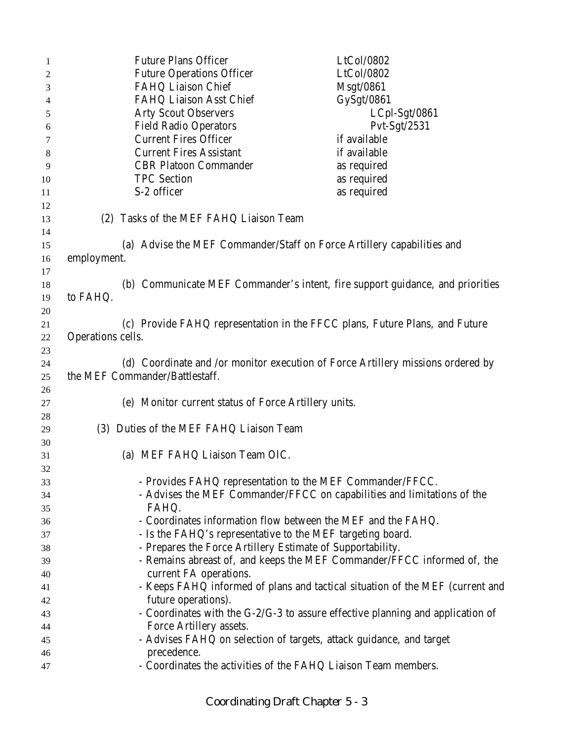| | |
|---|---|
| Future Plans Officer | LtCol/0802 |
| Future Operations Officer | LtCol/0802 |
| FAHQ Liaison Chief | Msgt/0861 |
| FAHQ Liaison Asst Chief | GySgt/0861 |
| Arty Scout Observers | LCpl-Sgt/0861 |
| Field Radio Operators | Pvt-Sgt/2531 |
| Current Fires Officer | if available |
| Current Fires Assistant | if available |
| CBR Platoon Commander | as required |
| TPC Section | as required |
| S-2 officer | as required |

(2) Tasks of the MEF FAHQ Liaison Team

(a) Advise the MEF Commander/Staff on Force Artillery capabilities and employment.

(b) Communicate MEF Commander's intent, fire support guidance, and priorities to FAHQ.

(c) Provide FAHQ representation in the FFCC plans, Future Plans, and Future Operations cells.

(d) Coordinate and /or monitor execution of Force Artillery missions ordered by the MEF Commander/Battlestaff.

(e) Monitor current status of Force Artillery units.

(3) Duties of the MEF FAHQ Liaison Team

(a) MEF FAHQ Liaison Team OIC.

- Provides FAHQ representation to the MEF Commander/FFCC.
- Advises the MEF Commander/FFCC on capabilities and limitations of the FAHQ.
- Coordinates information flow between the MEF and the FAHQ.
- Is the FAHQ's representative to the MEF targeting board.
- Prepares the Force Artillery Estimate of Supportability.
- Remains abreast of, and keeps the MEF Commander/FFCC informed of, the current FA operations.
- Keeps FAHQ informed of plans and tactical situation of the MEF (current and future operations).
- Coordinates with the G-2/G-3 to assure effective planning and application of Force Artillery assets.
- Advises FAHQ on selection of targets, attack guidance, and target precedence.
- Coordinates the activities of the FAHQ Liaison Team members.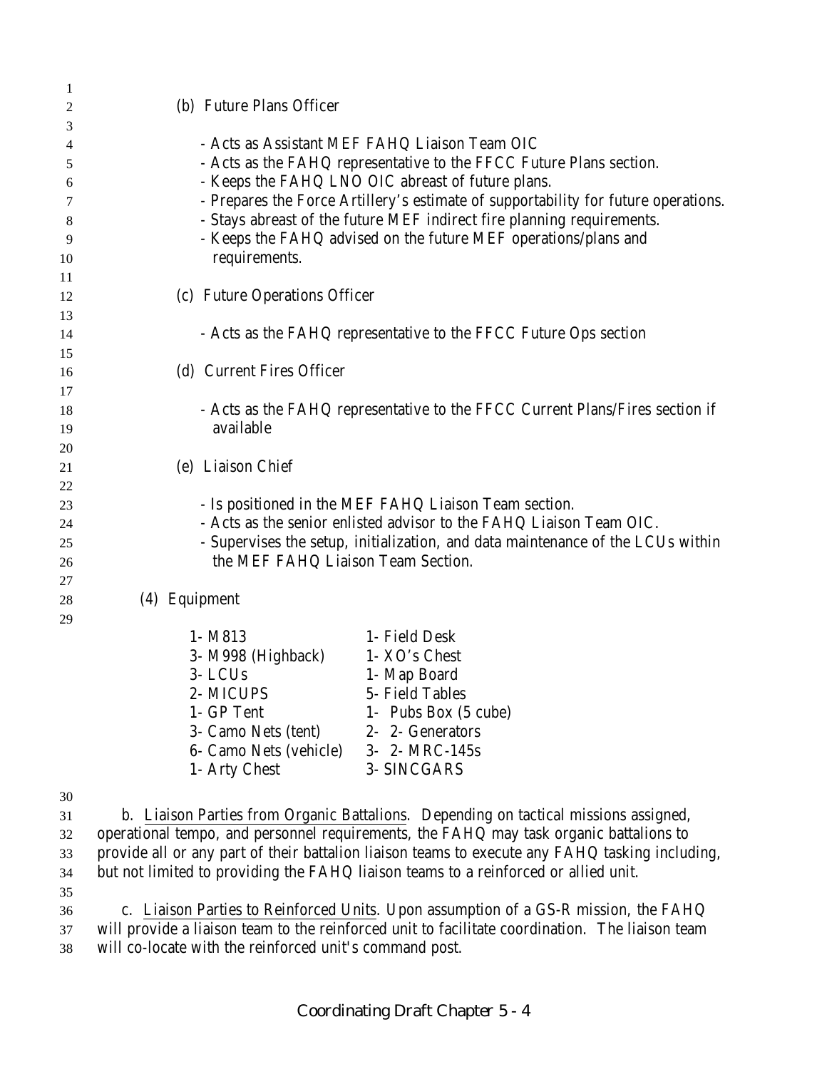(b) Future Plans Officer

- Acts as Assistant MEF FAHQ Liaison Team OIC
- Acts as the FAHQ representative to the FFCC Future Plans section.
- Keeps the FAHQ LNO OIC abreast of future plans.
- Prepares the Force Artillery's estimate of supportability for future operations.
- Stays abreast of the future MEF indirect fire planning requirements.
- Keeps the FAHQ advised on the future MEF operations/plans and requirements.

(c) Future Operations Officer

- Acts as the FAHQ representative to the FFCC Future Ops section

(d) Current Fires Officer

- Acts as the FAHQ representative to the FFCC Current Plans/Fires section if available

(e) Liaison Chief

- Is positioned in the MEF FAHQ Liaison Team section.
- Acts as the senior enlisted advisor to the FAHQ Liaison Team OIC.
- Supervises the setup, initialization, and data maintenance of the LCUs within the MEF FAHQ Liaison Team Section.

(4) Equipment

| | |
|---|---|
| 1- M813 | 1- Field Desk |
| 3- M998 (Highback) | 1- XO's Chest |
| 3- LCUs | 1- Map Board |
| 2- MICUPS | 5- Field Tables |
| 1- GP Tent | 1- Pubs Box (5 cube) |
| 3- Camo Nets (tent) | 2- 2- Generators |
| 6- Camo Nets (vehicle) | 3- 2- MRC-145s |
| 1- Arty Chest | 3- SINCGARS |

b. Liaison Parties from Organic Battalions. Depending on tactical missions assigned, operational tempo, and personnel requirements, the FAHQ may task organic battalions to provide all or any part of their battalion liaison teams to execute any FAHQ tasking including, but not limited to providing the FAHQ liaison teams to a reinforced or allied unit.

c. Liaison Parties to Reinforced Units. Upon assumption of a GS-R mission, the FAHQ will provide a liaison team to the reinforced unit to facilitate coordination. The liaison team will co-locate with the reinforced unit's command post.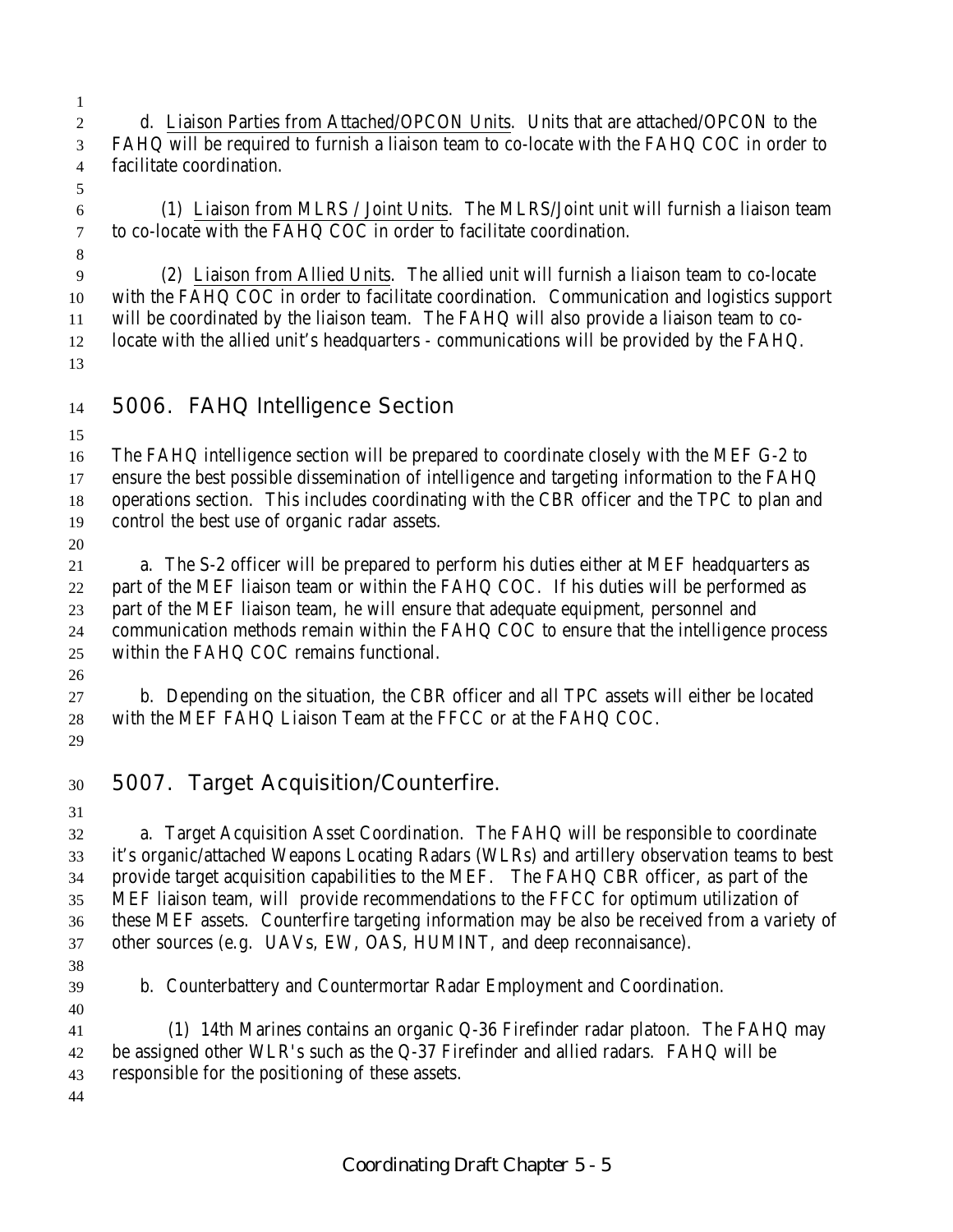d. Liaison Parties from Attached/OPCON Units. Units that are attached/OPCON to the FAHQ will be required to furnish a liaison team to co-locate with the FAHQ COC in order to facilitate coordination.

(1) Liaison from MLRS / Joint Units. The MLRS/Joint unit will furnish a liaison team to co-locate with the FAHQ COC in order to facilitate coordination.

(2) Liaison from Allied Units. The allied unit will furnish a liaison team to co-locate with the FAHQ COC in order to facilitate coordination. Communication and logistics support will be coordinated by the liaison team. The FAHQ will also provide a liaison team to co-locate with the allied unit's headquarters - communications will be provided by the FAHQ.

## 5006. FAHQ Intelligence Section

The FAHQ intelligence section will be prepared to coordinate closely with the MEF G-2 to ensure the best possible dissemination of intelligence and targeting information to the FAHQ operations section. This includes coordinating with the CBR officer and the TPC to plan and control the best use of organic radar assets.

a. The S-2 officer will be prepared to perform his duties either at MEF headquarters as part of the MEF liaison team or within the FAHQ COC. If his duties will be performed as part of the MEF liaison team, he will ensure that adequate equipment, personnel and communication methods remain within the FAHQ COC to ensure that the intelligence process within the FAHQ COC remains functional.

b. Depending on the situation, the CBR officer and all TPC assets will either be located with the MEF FAHQ Liaison Team at the FFCC or at the FAHQ COC.

## 5007. Target Acquisition/Counterfire.

a. Target Acquisition Asset Coordination. The FAHQ will be responsible to coordinate it's organic/attached Weapons Locating Radars (WLRs) and artillery observation teams to best provide target acquisition capabilities to the MEF. The FAHQ CBR officer, as part of the MEF liaison team, will provide recommendations to the FFCC for optimum utilization of these MEF assets. Counterfire targeting information may be also be received from a variety of other sources (e.g. UAVs, EW, OAS, HUMINT, and deep reconnaisance).

b. Counterbattery and Countermortar Radar Employment and Coordination.

(1) 14th Marines contains an organic Q-36 Firefinder radar platoon. The FAHQ may be assigned other WLR's such as the Q-37 Firefinder and allied radars. FAHQ will be responsible for the positioning of these assets.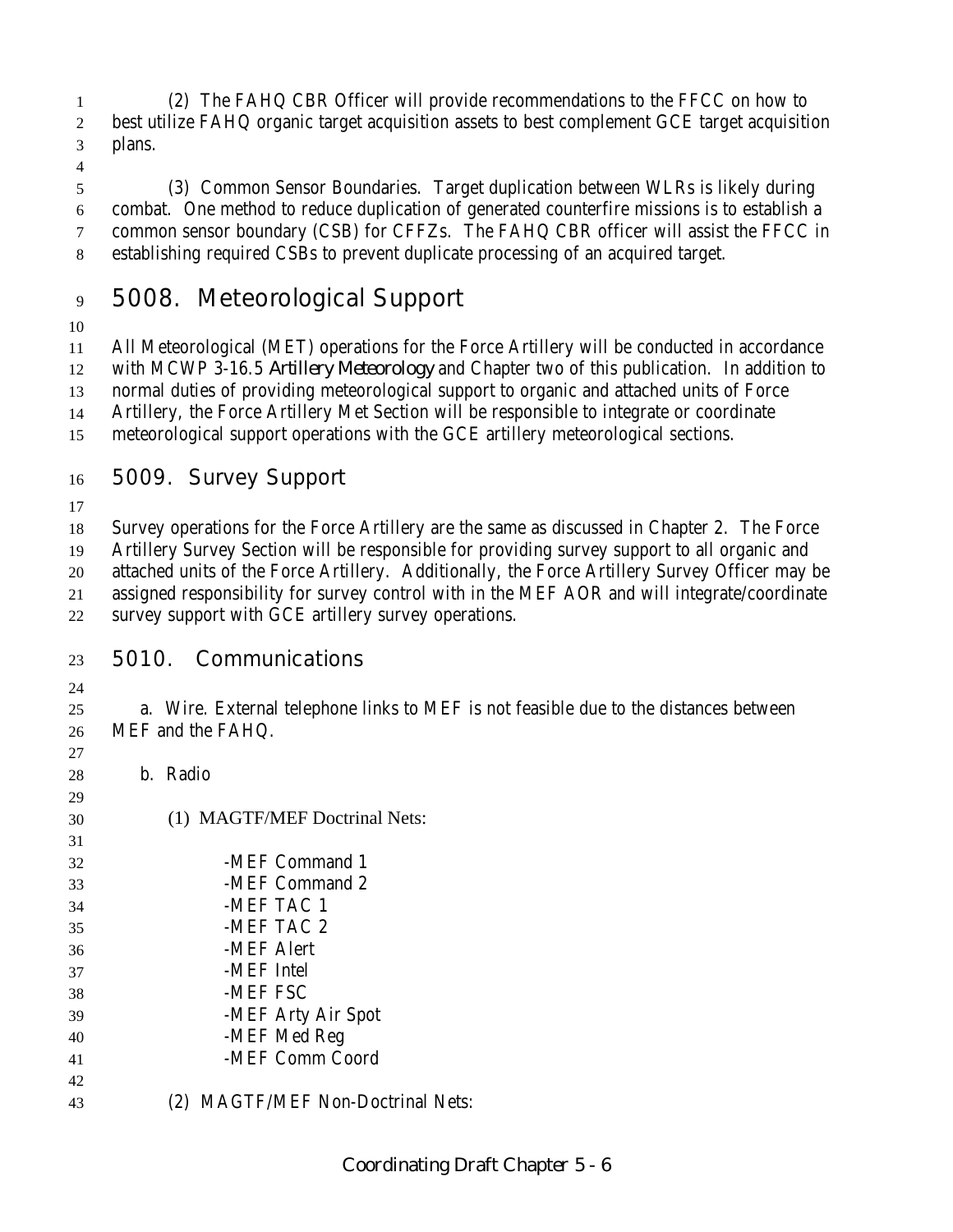(2) The FAHQ CBR Officer will provide recommendations to the FFCC on how to best utilize FAHQ organic target acquisition assets to best complement GCE target acquisition plans.

(3) Common Sensor Boundaries. Target duplication between WLRs is likely during combat. One method to reduce duplication of generated counterfire missions is to establish a common sensor boundary (CSB) for CFFZs. The FAHQ CBR officer will assist the FFCC in establishing required CSBs to prevent duplicate processing of an acquired target.

## 5008. Meteorological Support

All Meteorological (MET) operations for the Force Artillery will be conducted in accordance with MCWP 3-16.5 *Artillery Meteorology* and Chapter two of this publication. In addition to normal duties of providing meteorological support to organic and attached units of Force Artillery, the Force Artillery Met Section will be responsible to integrate or coordinate meteorological support operations with the GCE artillery meteorological sections.

## 5009. Survey Support

Survey operations for the Force Artillery are the same as discussed in Chapter 2. The Force Artillery Survey Section will be responsible for providing survey support to all organic and attached units of the Force Artillery. Additionally, the Force Artillery Survey Officer may be assigned responsibility for survey control with in the MEF AOR and will integrate/coordinate survey support with GCE artillery survey operations.

## 5010. Communications

a. Wire. External telephone links to MEF is not feasible due to the distances between MEF and the FAHQ.

b. Radio

(1) MAGTF/MEF Doctrinal Nets:

- -MEF Command 1
- -MEF Command 2
- -MEF TAC 1
- -MEF TAC 2
- -MEF Alert
- -MEF Intel
- -MEF FSC
- -MEF Arty Air Spot
- -MEF Med Reg
- -MEF Comm Coord

(2) MAGTF/MEF Non-Doctrinal Nets: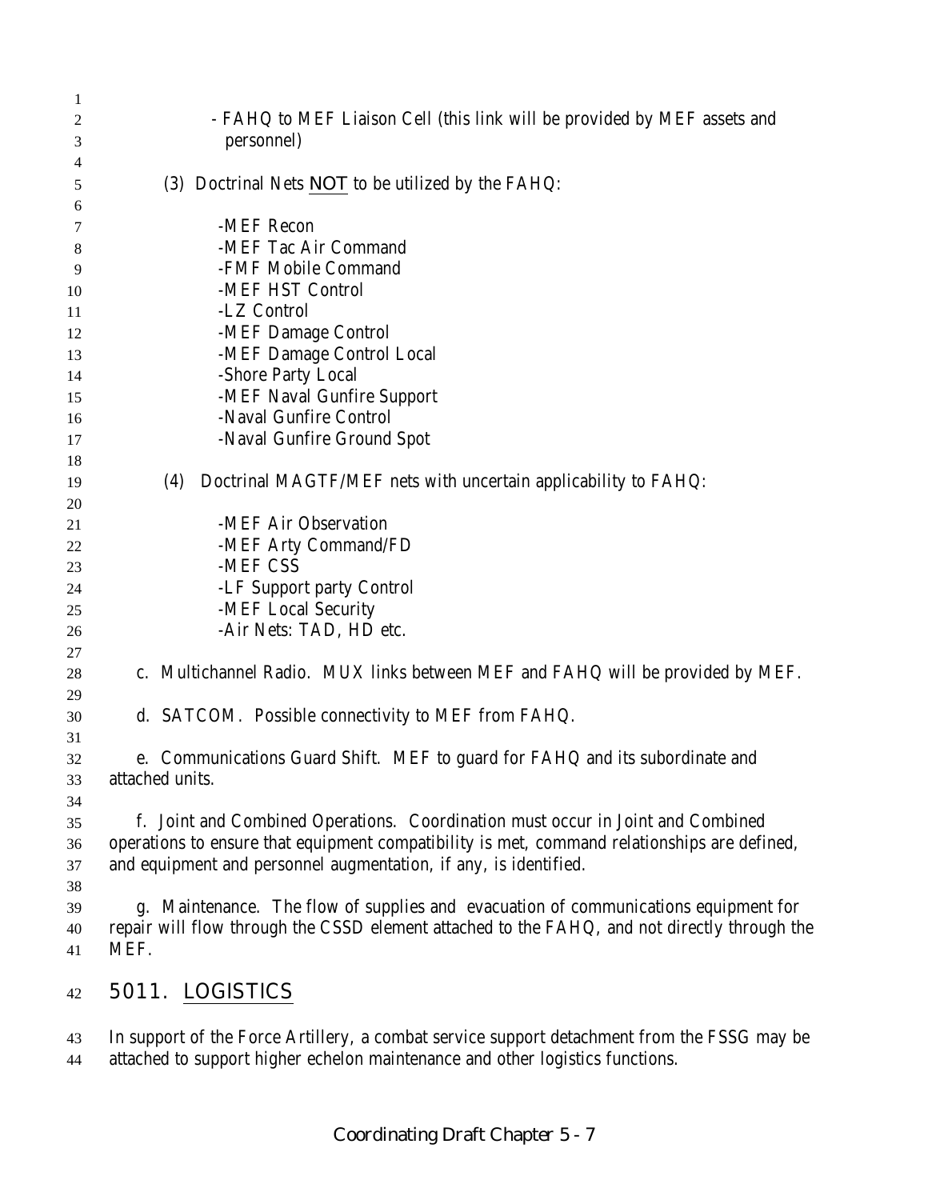- FAHQ to MEF Liaison Cell (this link will be provided by MEF assets and personnel)

(3) Doctrinal Nets NOT to be utilized by the FAHQ:

- MEF Recon
- MEF Tac Air Command
- FMF Mobile Command
- MEF HST Control
- LZ Control
- MEF Damage Control
- MEF Damage Control Local
- Shore Party Local
- MEF Naval Gunfire Support
- Naval Gunfire Control
- Naval Gunfire Ground Spot

(4) Doctrinal MAGTF/MEF nets with uncertain applicability to FAHQ:

- MEF Air Observation
- MEF Arty Command/FD
- MEF CSS
- LF Support party Control
- MEF Local Security
- Air Nets: TAD, HD etc.

c. Multichannel Radio. MUX links between MEF and FAHQ will be provided by MEF.

d. SATCOM. Possible connectivity to MEF from FAHQ.

e. Communications Guard Shift. MEF to guard for FAHQ and its subordinate and attached units.

f. Joint and Combined Operations. Coordination must occur in Joint and Combined operations to ensure that equipment compatibility is met, command relationships are defined, and equipment and personnel augmentation, if any, is identified.

g. Maintenance. The flow of supplies and evacuation of communications equipment for repair will flow through the CSSD element attached to the FAHQ, and not directly through the MEF.

## 5011. LOGISTICS

In support of the Force Artillery, a combat service support detachment from the FSSG may be attached to support higher echelon maintenance and other logistics functions.